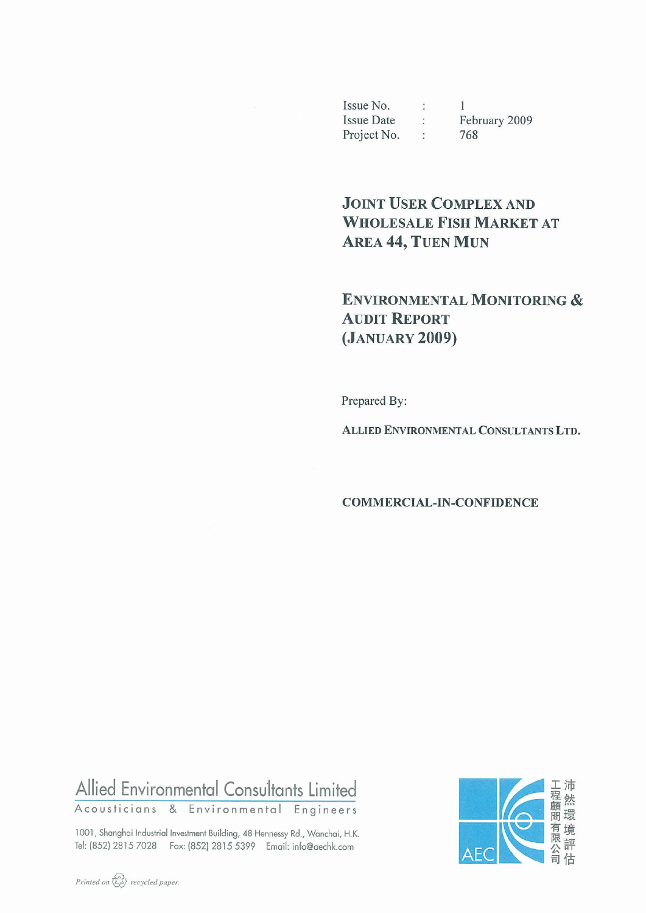| Issue No. | : | 1 |
|---|---|---|
| Issue Date | : | February 2009 |
| Project No. | : | 768 |

# JOINT USER COMPLEX AND WHOLESALE FISH MARKET AT AREA 44, TUEN MUN

## ENVIRONMENTAL MONITORING & AUDIT REPORT (JANUARY 2009)

Prepared By:

**ALLIED ENVIRONMENTAL CONSULTANTS LTD.**

**COMMERCIAL-IN-CONFIDENCE**

Allied Environmental Consultants Limited
Acousticians & Environmental Engineers

1001, Shanghai Industrial Investment Building, 48 Hennessy Rd., Wanchai, H.K.
Tel: (852) 2815 7028 Fax: (852) 2815 5399 Email: info@aechk.com

AEC 沛然環境評估工程顧問有限公司

*Printed on recycled paper.*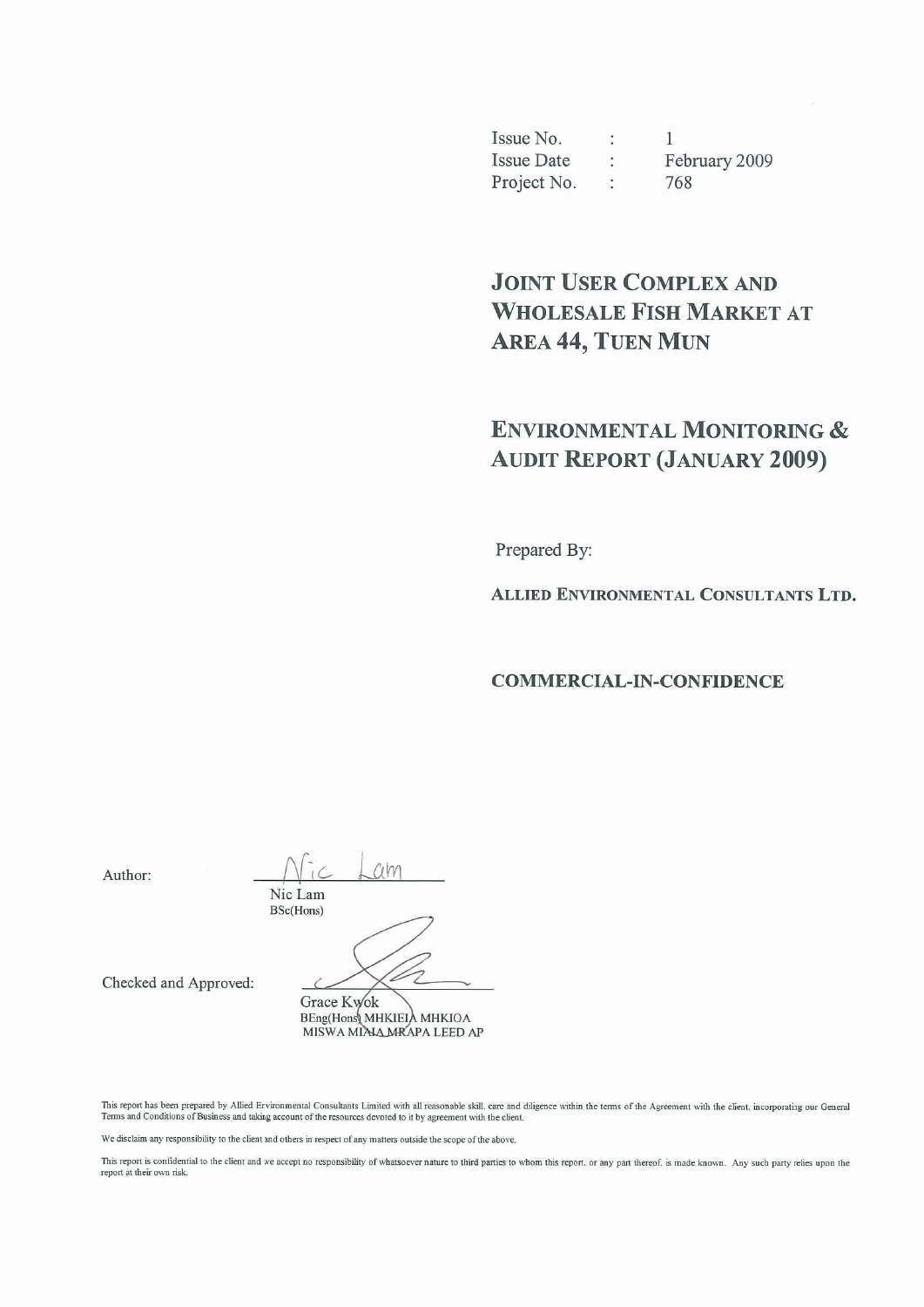| Issue No. | : | 1 |
|---|---|---|
| Issue Date | : | February 2009 |
| Project No. | : | 768 |

# JOINT USER COMPLEX AND WHOLESALE FISH MARKET AT AREA 44, TUEN MUN

# ENVIRONMENTAL MONITORING & AUDIT REPORT (JANUARY 2009)

Prepared By:

**ALLIED ENVIRONMENTAL CONSULTANTS LTD.**

**COMMERCIAL-IN-CONFIDENCE**

Author: Nic Lam

Nic Lam
BSc(Hons)

Checked and Approved:

Grace Kwok
BEng(Hons) MHKIEIA MHKIOA
MISWA MIAIA MRAPA LEED AP

This report has been prepared by Allied Environmental Consultants Limited with all reasonable skill, care and diligence within the terms of the Agreement with the client, incorporating our General Terms and Conditions of Business and taking account of the resources devoted to it by agreement with the client.

We disclaim any responsibility to the client and others in respect of any matters outside the scope of the above.

This report is confidential to the client and we accept no responsibility of whatsoever nature to third parties to whom this report, or any part thereof, is made known. Any such party relies upon the report at their own risk.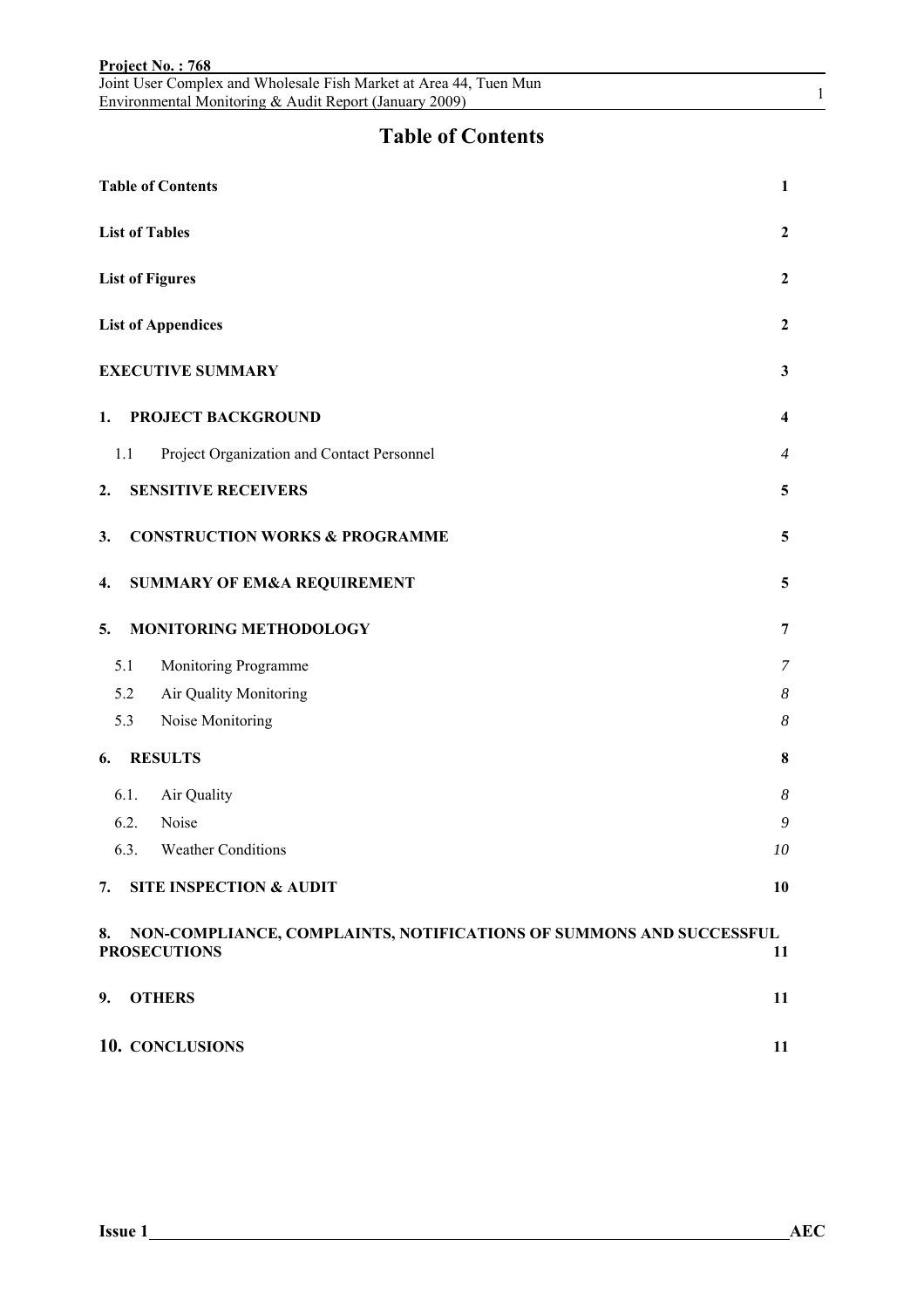# Table of Contents

| | |
|---|---|
| **Table of Contents** | **1** |
| **List of Tables** | **2** |
| **List of Figures** | **2** |
| **List of Appendices** | **2** |
| **EXECUTIVE SUMMARY** | **3** |
| **1. PROJECT BACKGROUND** | **4** |
| 1.1 Project Organization and Contact Personnel | *4* |
| **2. SENSITIVE RECEIVERS** | **5** |
| **3. CONSTRUCTION WORKS & PROGRAMME** | **5** |
| **4. SUMMARY OF EM&A REQUIREMENT** | **5** |
| **5. MONITORING METHODOLOGY** | **7** |
| 5.1 Monitoring Programme | *7* |
| 5.2 Air Quality Monitoring | *8* |
| 5.3 Noise Monitoring | *8* |
| **6. RESULTS** | **8** |
| 6.1. Air Quality | *8* |
| 6.2. Noise | *9* |
| 6.3. Weather Conditions | *10* |
| **7. SITE INSPECTION & AUDIT** | **10** |
| **8. NON-COMPLIANCE, COMPLAINTS, NOTIFICATIONS OF SUMMONS AND SUCCESSFUL PROSECUTIONS** | **11** |
| **9. OTHERS** | **11** |
| **10. CONCLUSIONS** | **11** |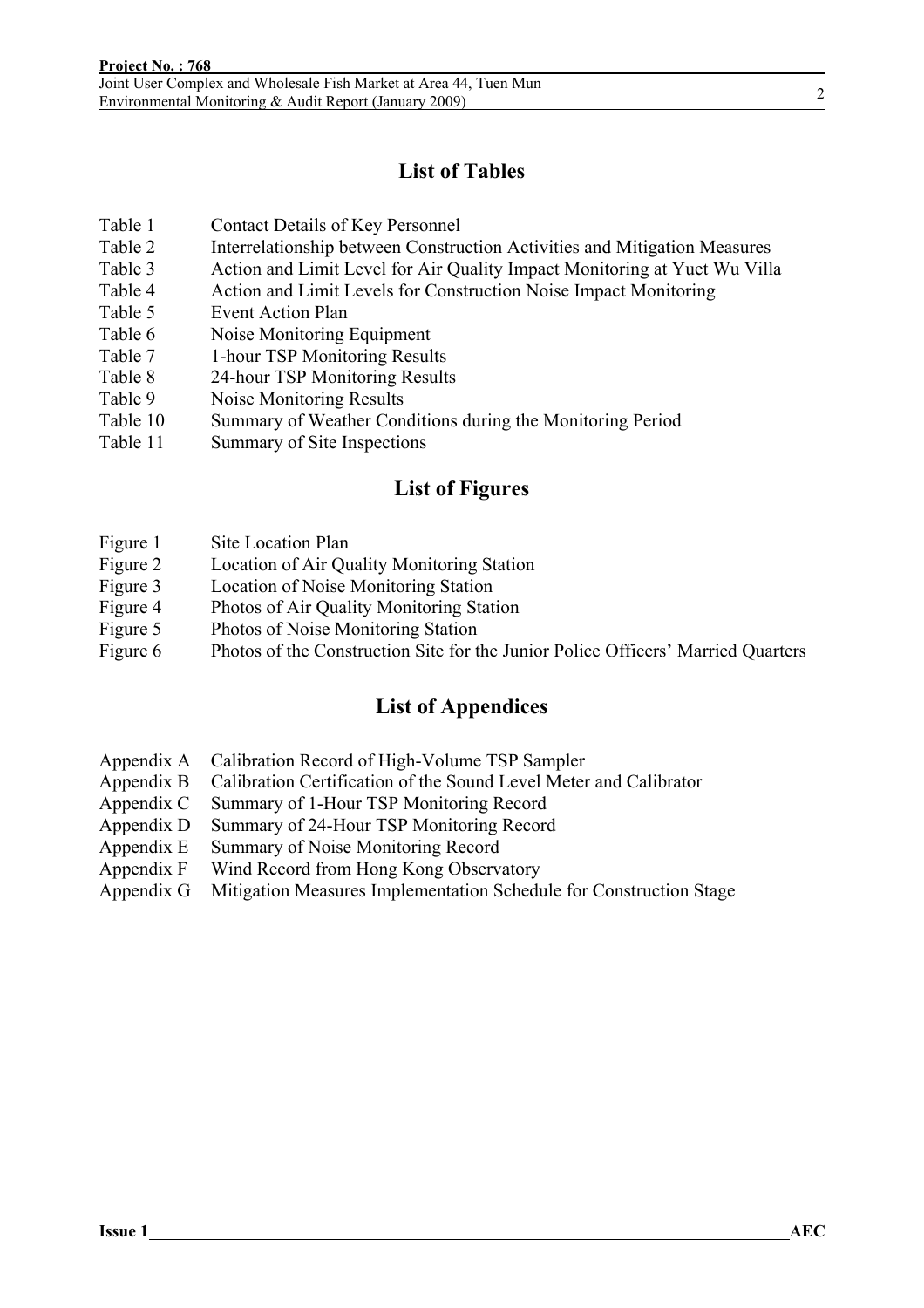## List of Tables

| | |
|---|---|
| Table 1 | Contact Details of Key Personnel |
| Table 2 | Interrelationship between Construction Activities and Mitigation Measures |
| Table 3 | Action and Limit Level for Air Quality Impact Monitoring at Yuet Wu Villa |
| Table 4 | Action and Limit Levels for Construction Noise Impact Monitoring |
| Table 5 | Event Action Plan |
| Table 6 | Noise Monitoring Equipment |
| Table 7 | 1-hour TSP Monitoring Results |
| Table 8 | 24-hour TSP Monitoring Results |
| Table 9 | Noise Monitoring Results |
| Table 10 | Summary of Weather Conditions during the Monitoring Period |
| Table 11 | Summary of Site Inspections |

## List of Figures

| | |
|---|---|
| Figure 1 | Site Location Plan |
| Figure 2 | Location of Air Quality Monitoring Station |
| Figure 3 | Location of Noise Monitoring Station |
| Figure 4 | Photos of Air Quality Monitoring Station |
| Figure 5 | Photos of Noise Monitoring Station |
| Figure 6 | Photos of the Construction Site for the Junior Police Officers' Married Quarters |

## List of Appendices

| | |
|---|---|
| Appendix A | Calibration Record of High-Volume TSP Sampler |
| Appendix B | Calibration Certification of the Sound Level Meter and Calibrator |
| Appendix C | Summary of 1-Hour TSP Monitoring Record |
| Appendix D | Summary of 24-Hour TSP Monitoring Record |
| Appendix E | Summary of Noise Monitoring Record |
| Appendix F | Wind Record from Hong Kong Observatory |
| Appendix G | Mitigation Measures Implementation Schedule for Construction Stage |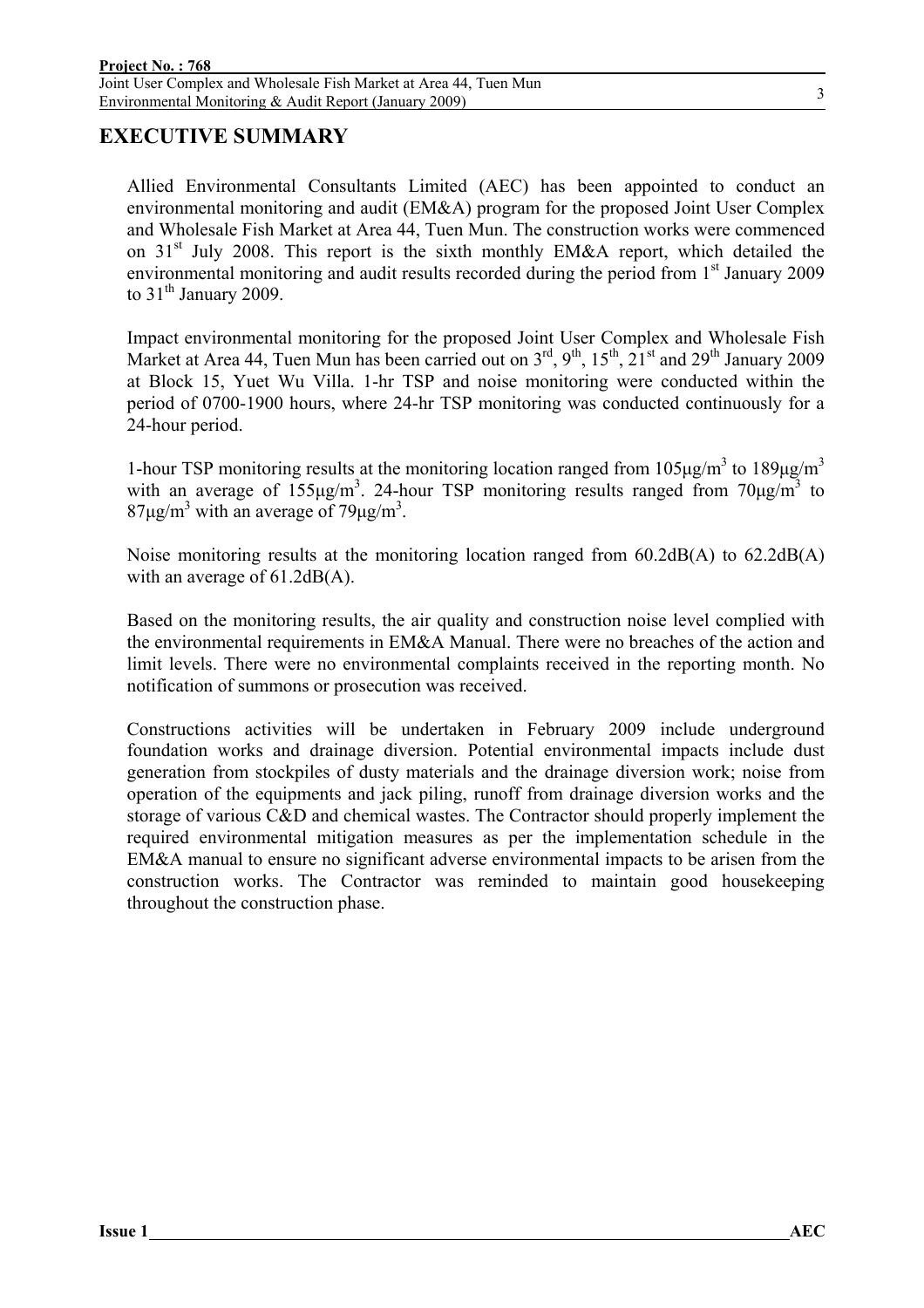# EXECUTIVE SUMMARY

Allied Environmental Consultants Limited (AEC) has been appointed to conduct an environmental monitoring and audit (EM&A) program for the proposed Joint User Complex and Wholesale Fish Market at Area 44, Tuen Mun. The construction works were commenced on 31st July 2008. This report is the sixth monthly EM&A report, which detailed the environmental monitoring and audit results recorded during the period from 1st January 2009 to 31th January 2009.

Impact environmental monitoring for the proposed Joint User Complex and Wholesale Fish Market at Area 44, Tuen Mun has been carried out on 3rd, 9th, 15th, 21st and 29th January 2009 at Block 15, Yuet Wu Villa. 1-hr TSP and noise monitoring were conducted within the period of 0700-1900 hours, where 24-hr TSP monitoring was conducted continuously for a 24-hour period.

1-hour TSP monitoring results at the monitoring location ranged from 105μg/m$^3$ to 189μg/m$^3$ with an average of 155μg/m$^3$. 24-hour TSP monitoring results ranged from 70μg/m$^3$ to 87μg/m$^3$ with an average of 79μg/m$^3$.

Noise monitoring results at the monitoring location ranged from 60.2dB(A) to 62.2dB(A) with an average of 61.2dB(A).

Based on the monitoring results, the air quality and construction noise level complied with the environmental requirements in EM&A Manual. There were no breaches of the action and limit levels. There were no environmental complaints received in the reporting month. No notification of summons or prosecution was received.

Constructions activities will be undertaken in February 2009 include underground foundation works and drainage diversion. Potential environmental impacts include dust generation from stockpiles of dusty materials and the drainage diversion work; noise from operation of the equipments and jack piling, runoff from drainage diversion works and the storage of various C&D and chemical wastes. The Contractor should properly implement the required environmental mitigation measures as per the implementation schedule in the EM&A manual to ensure no significant adverse environmental impacts to be arisen from the construction works. The Contractor was reminded to maintain good housekeeping throughout the construction phase.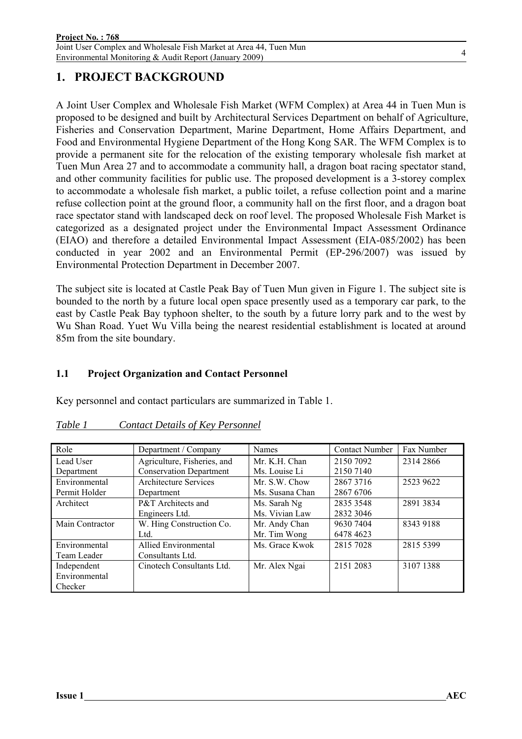# 1. PROJECT BACKGROUND

A Joint User Complex and Wholesale Fish Market (WFM Complex) at Area 44 in Tuen Mun is proposed to be designed and built by Architectural Services Department on behalf of Agriculture, Fisheries and Conservation Department, Marine Department, Home Affairs Department, and Food and Environmental Hygiene Department of the Hong Kong SAR. The WFM Complex is to provide a permanent site for the relocation of the existing temporary wholesale fish market at Tuen Mun Area 27 and to accommodate a community hall, a dragon boat racing spectator stand, and other community facilities for public use. The proposed development is a 3-storey complex to accommodate a wholesale fish market, a public toilet, a refuse collection point and a marine refuse collection point at the ground floor, a community hall on the first floor, and a dragon boat race spectator stand with landscaped deck on roof level. The proposed Wholesale Fish Market is categorized as a designated project under the Environmental Impact Assessment Ordinance (EIAO) and therefore a detailed Environmental Impact Assessment (EIA-085/2002) has been conducted in year 2002 and an Environmental Permit (EP-296/2007) was issued by Environmental Protection Department in December 2007.

The subject site is located at Castle Peak Bay of Tuen Mun given in Figure 1. The subject site is bounded to the north by a future local open space presently used as a temporary car park, to the east by Castle Peak Bay typhoon shelter, to the south by a future lorry park and to the west by Wu Shan Road. Yuet Wu Villa being the nearest residential establishment is located at around 85m from the site boundary.

## 1.1 Project Organization and Contact Personnel

Key personnel and contact particulars are summarized in Table 1.

*Table 1 Contact Details of Key Personnel*

| Role | Department / Company | Names | Contact Number | Fax Number |
|---|---|---|---|---|
| Lead User Department | Agriculture, Fisheries, and Conservation Department | Mr. K.H. Chan<br>Ms. Louise Li | 2150 7092<br>2150 7140 | 2314 2866 |
| Environmental Permit Holder | Architecture Services Department | Mr. S.W. Chow<br>Ms. Susana Chan | 2867 3716<br>2867 6706 | 2523 9622 |
| Architect | P&T Architects and Engineers Ltd. | Ms. Sarah Ng<br>Ms. Vivian Law | 2835 3548<br>2832 3046 | 2891 3834 |
| Main Contractor | W. Hing Construction Co. Ltd. | Mr. Andy Chan<br>Mr. Tim Wong | 9630 7404<br>6478 4623 | 8343 9188 |
| Environmental Team Leader | Allied Environmental Consultants Ltd. | Ms. Grace Kwok | 2815 7028 | 2815 5399 |
| Independent Environmental Checker | Cinotech Consultants Ltd. | Mr. Alex Ngai | 2151 2083 | 3107 1388 |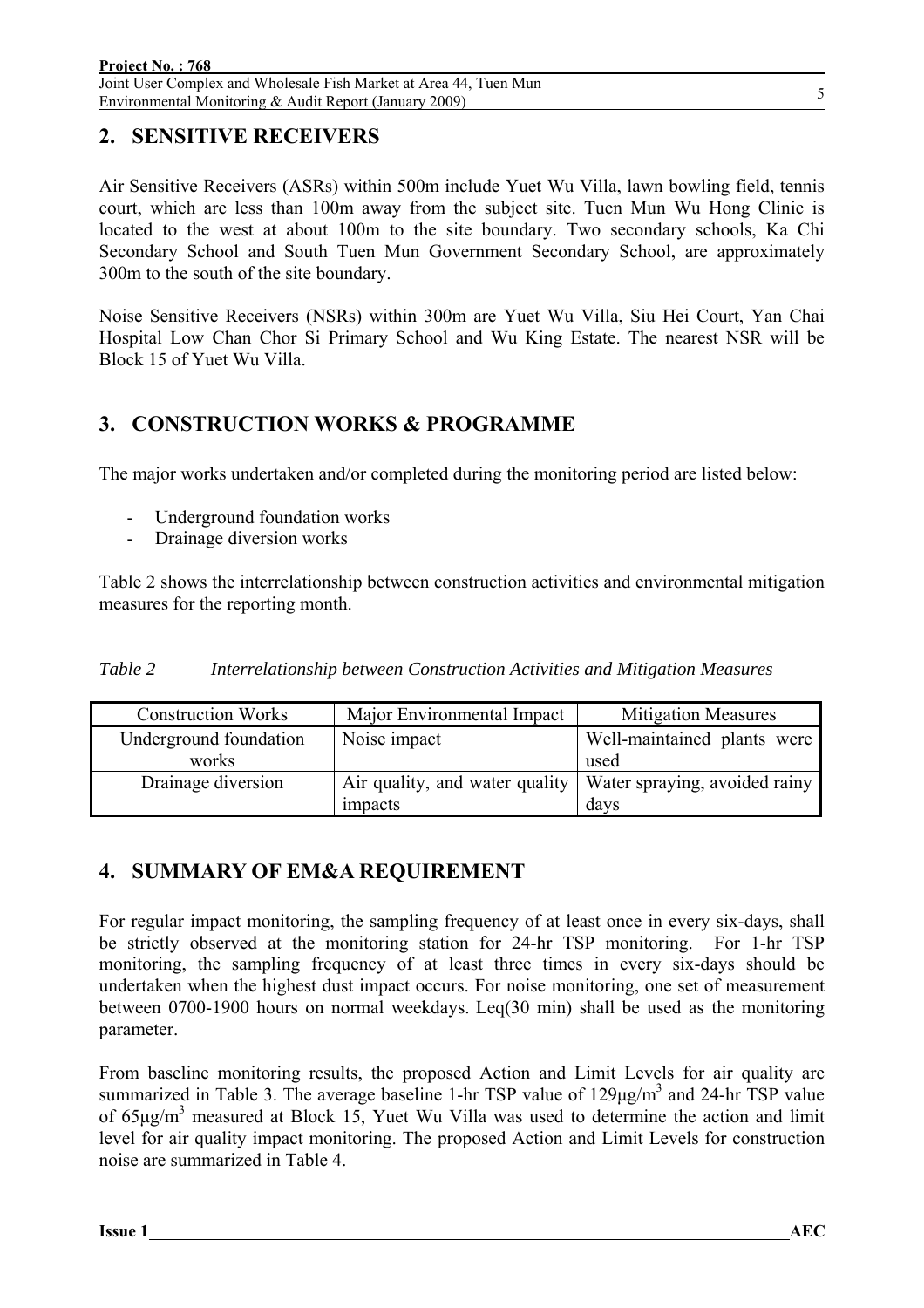## 2. SENSITIVE RECEIVERS

Air Sensitive Receivers (ASRs) within 500m include Yuet Wu Villa, lawn bowling field, tennis court, which are less than 100m away from the subject site. Tuen Mun Wu Hong Clinic is located to the west at about 100m to the site boundary. Two secondary schools, Ka Chi Secondary School and South Tuen Mun Government Secondary School, are approximately 300m to the south of the site boundary.

Noise Sensitive Receivers (NSRs) within 300m are Yuet Wu Villa, Siu Hei Court, Yan Chai Hospital Low Chan Chor Si Primary School and Wu King Estate. The nearest NSR will be Block 15 of Yuet Wu Villa.

## 3. CONSTRUCTION WORKS & PROGRAMME

The major works undertaken and/or completed during the monitoring period are listed below:

- Underground foundation works
- Drainage diversion works

Table 2 shows the interrelationship between construction activities and environmental mitigation measures for the reporting month.

*Table 2 Interrelationship between Construction Activities and Mitigation Measures*

| Construction Works | Major Environmental Impact | Mitigation Measures |
|---|---|---|
| Underground foundation works | Noise impact | Well-maintained plants were used |
| Drainage diversion | Air quality, and water quality impacts | Water spraying, avoided rainy days |

## 4. SUMMARY OF EM&A REQUIREMENT

For regular impact monitoring, the sampling frequency of at least once in every six-days, shall be strictly observed at the monitoring station for 24-hr TSP monitoring. For 1-hr TSP monitoring, the sampling frequency of at least three times in every six-days should be undertaken when the highest dust impact occurs. For noise monitoring, one set of measurement between 0700-1900 hours on normal weekdays. Leq(30 min) shall be used as the monitoring parameter.

From baseline monitoring results, the proposed Action and Limit Levels for air quality are summarized in Table 3. The average baseline 1-hr TSP value of 129μg/$m^3$ and 24-hr TSP value of 65μg/$m^3$ measured at Block 15, Yuet Wu Villa was used to determine the action and limit level for air quality impact monitoring. The proposed Action and Limit Levels for construction noise are summarized in Table 4.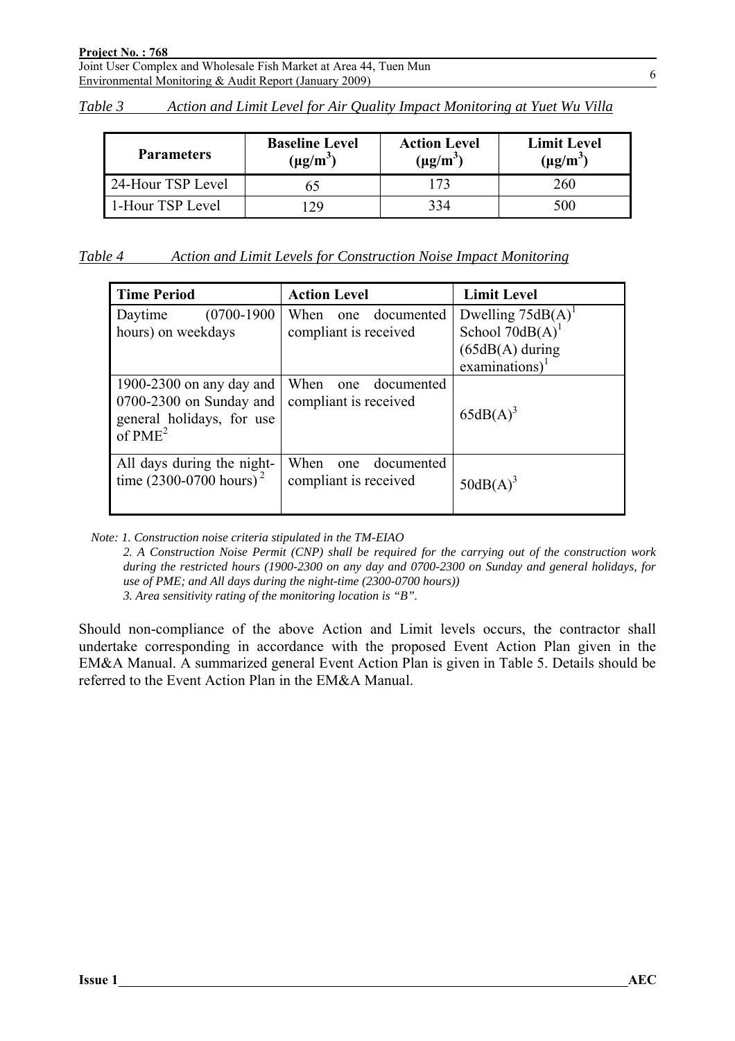*Table 3 Action and Limit Level for Air Quality Impact Monitoring at Yuet Wu Villa*

| Parameters | Baseline Level ($\mu g/m^3$) | Action Level ($\mu g/m^3$) | Limit Level ($\mu g/m^3$) |
|---|---|---|---|
| 24-Hour TSP Level | 65 | 173 | 260 |
| 1-Hour TSP Level | 129 | 334 | 500 |

*Table 4 Action and Limit Levels for Construction Noise Impact Monitoring*

| Time Period | Action Level | Limit Level |
|---|---|---|
| Daytime (0700-1900 hours) on weekdays | When one documented compliant is received | Dwelling 75dB(A)[1] School 70dB(A)[1] (65dB(A) during examinations)[1] |
| 1900-2300 on any day and 0700-2300 on Sunday and general holidays, for use of PME[2] | When one documented compliant is received | 65dB(A)[3] |
| All days during the night-time (2300-0700 hours)[2] | When one documented compliant is received | 50dB(A)[3] |

*Note: 1. Construction noise criteria stipulated in the TM-EIAO*
*2. A Construction Noise Permit (CNP) shall be required for the carrying out of the construction work during the restricted hours (1900-2300 on any day and 0700-2300 on Sunday and general holidays, for use of PME; and All days during the night-time (2300-0700 hours))*
*3. Area sensitivity rating of the monitoring location is "B".*

Should non-compliance of the above Action and Limit levels occurs, the contractor shall undertake corresponding in accordance with the proposed Event Action Plan given in the EM&A Manual. A summarized general Event Action Plan is given in Table 5. Details should be referred to the Event Action Plan in the EM&A Manual.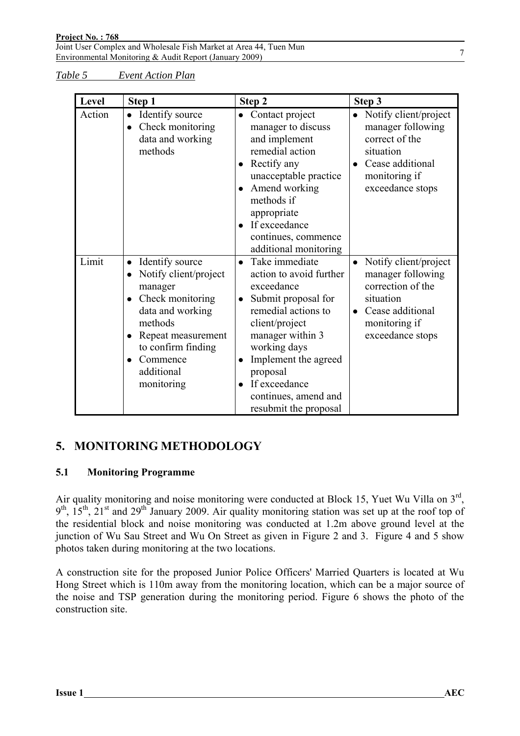*Table 5 Event Action Plan*

| Level | Step 1 | Step 2 | Step 3 |
|---|---|---|---|
| Action | • Identify source<br>• Check monitoring data and working methods | • Contact project manager to discuss and implement remedial action<br>• Rectify any unacceptable practice<br>• Amend working methods if appropriate<br>• If exceedance continues, commence additional monitoring | • Notify client/project manager following correct of the situation<br>• Cease additional monitoring if exceedance stops |
| Limit | • Identify source<br>• Notify client/project manager<br>• Check monitoring data and working methods<br>• Repeat measurement to confirm finding<br>• Commence additional monitoring | • Take immediate action to avoid further exceedance<br>• Submit proposal for remedial actions to client/project manager within 3 working days<br>• Implement the agreed proposal<br>• If exceedance continues, amend and resubmit the proposal | • Notify client/project manager following correction of the situation<br>• Cease additional monitoring if exceedance stops |

## 5. MONITORING METHODOLOGY

### 5.1 Monitoring Programme

Air quality monitoring and noise monitoring were conducted at Block 15, Yuet Wu Villa on 3rd, 9th, 15th, 21st and 29th January 2009. Air quality monitoring station was set up at the roof top of the residential block and noise monitoring was conducted at 1.2m above ground level at the junction of Wu Sau Street and Wu On Street as given in Figure 2 and 3. Figure 4 and 5 show photos taken during monitoring at the two locations.

A construction site for the proposed Junior Police Officers' Married Quarters is located at Wu Hong Street which is 110m away from the monitoring location, which can be a major source of the noise and TSP generation during the monitoring period. Figure 6 shows the photo of the construction site.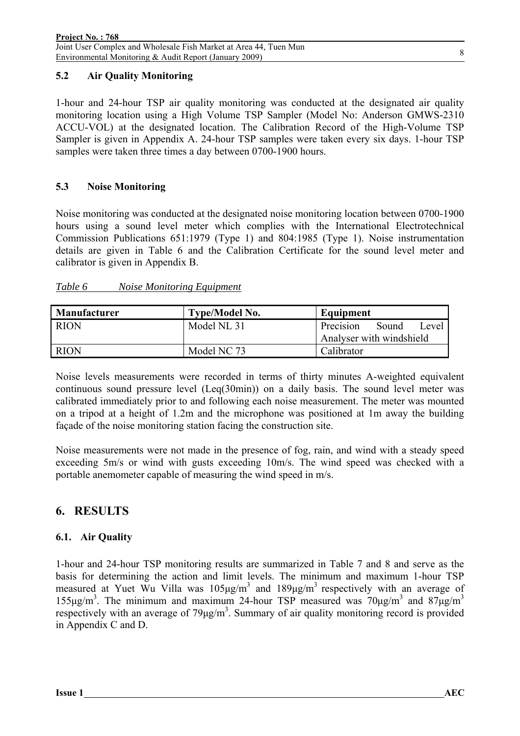### 5.2 Air Quality Monitoring

1-hour and 24-hour TSP air quality monitoring was conducted at the designated air quality monitoring location using a High Volume TSP Sampler (Model No: Anderson GMWS-2310 ACCU-VOL) at the designated location. The Calibration Record of the High-Volume TSP Sampler is given in Appendix A. 24-hour TSP samples were taken every six days. 1-hour TSP samples were taken three times a day between 0700-1900 hours.

### 5.3 Noise Monitoring

Noise monitoring was conducted at the designated noise monitoring location between 0700-1900 hours using a sound level meter which complies with the International Electrotechnical Commission Publications 651:1979 (Type 1) and 804:1985 (Type 1). Noise instrumentation details are given in Table 6 and the Calibration Certificate for the sound level meter and calibrator is given in Appendix B.

*Table 6 Noise Monitoring Equipment*

| Manufacturer | Type/Model No. | Equipment |
|---|---|---|
| RION | Model NL 31 | Precision Sound Level Analyser with windshield |
| RION | Model NC 73 | Calibrator |

Noise levels measurements were recorded in terms of thirty minutes A-weighted equivalent continuous sound pressure level (Leq(30min)) on a daily basis. The sound level meter was calibrated immediately prior to and following each noise measurement. The meter was mounted on a tripod at a height of 1.2m and the microphone was positioned at 1m away the building façade of the noise monitoring station facing the construction site.

Noise measurements were not made in the presence of fog, rain, and wind with a steady speed exceeding 5m/s or wind with gusts exceeding 10m/s. The wind speed was checked with a portable anemometer capable of measuring the wind speed in m/s.

## 6. RESULTS

### 6.1. Air Quality

1-hour and 24-hour TSP monitoring results are summarized in Table 7 and 8 and serve as the basis for determining the action and limit levels. The minimum and maximum 1-hour TSP measured at Yuet Wu Villa was 105μg/m$^3$ and 189μg/m$^3$ respectively with an average of 155μg/m$^3$. The minimum and maximum 24-hour TSP measured was 70μg/m$^3$ and 87μg/m$^3$ respectively with an average of 79μg/m$^3$. Summary of air quality monitoring record is provided in Appendix C and D.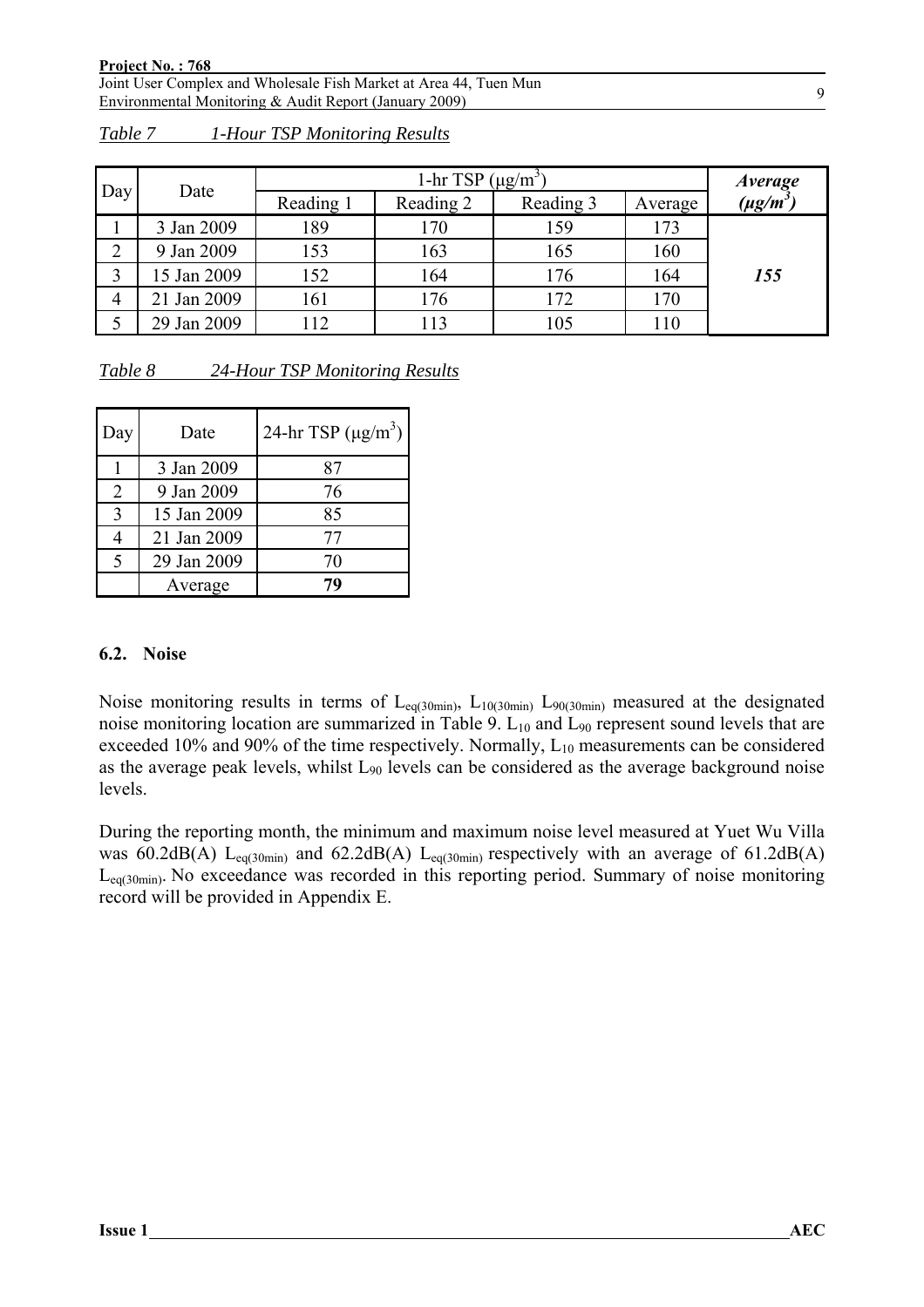*Table 7 1-Hour TSP Monitoring Results*

| Day | Date | 1-hr TSP ($\mu g/m^3$) | | | | ***Average ($\mu g/m^3$)*** |
|---|---|---|---|---|---|---|
| | | Reading 1 | Reading 2 | Reading 3 | Average | |
| 1 | 3 Jan 2009 | 189 | 170 | 159 | 173 | ***155*** |
| 2 | 9 Jan 2009 | 153 | 163 | 165 | 160 | |
| 3 | 15 Jan 2009 | 152 | 164 | 176 | 164 | |
| 4 | 21 Jan 2009 | 161 | 176 | 172 | 170 | |
| 5 | 29 Jan 2009 | 112 | 113 | 105 | 110 | |

*Table 8 24-Hour TSP Monitoring Results*

| Day | Date | 24-hr TSP ($\mu g/m^3$) |
|---|---|---|
| 1 | 3 Jan 2009 | 87 |
| 2 | 9 Jan 2009 | 76 |
| 3 | 15 Jan 2009 | 85 |
| 4 | 21 Jan 2009 | 77 |
| 5 | 29 Jan 2009 | 70 |
| | Average | **79** |

### 6.2. Noise

Noise monitoring results in terms of $L_{eq(30min)}$, $L_{10(30min)}$ $L_{90(30min)}$ measured at the designated noise monitoring location are summarized in Table 9. $L_{10}$ and $L_{90}$ represent sound levels that are exceeded 10% and 90% of the time respectively. Normally, $L_{10}$ measurements can be considered as the average peak levels, whilst $L_{90}$ levels can be considered as the average background noise levels.

During the reporting month, the minimum and maximum noise level measured at Yuet Wu Villa was 60.2dB(A) $L_{eq(30min)}$ and 62.2dB(A) $L_{eq(30min)}$ respectively with an average of 61.2dB(A) $L_{eq(30min)}$. No exceedance was recorded in this reporting period. Summary of noise monitoring record will be provided in Appendix E.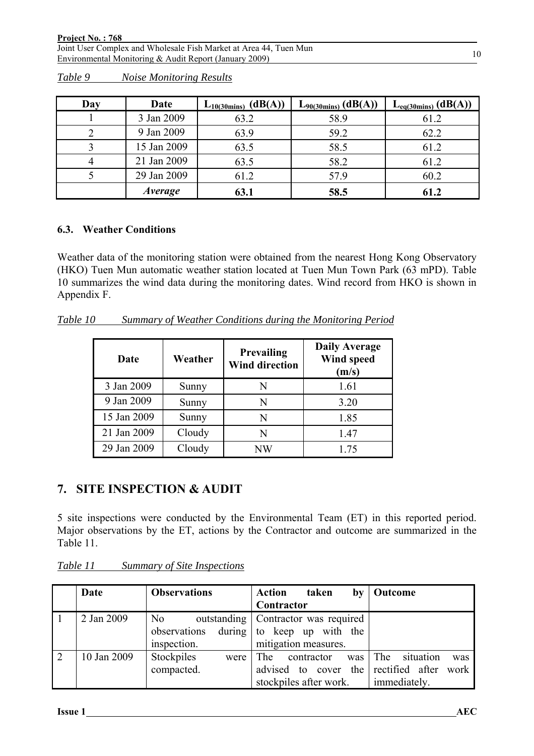*Table 9 Noise Monitoring Results*

| Day | Date | $L_{10(30mins)}$ (dB(A)) | $L_{90(30mins)}$ (dB(A)) | $L_{eq(30mins)}$ (dB(A)) |
|---|---|---|---|---|
| 1 | 3 Jan 2009 | 63.2 | 58.9 | 61.2 |
| 2 | 9 Jan 2009 | 63.9 | 59.2 | 62.2 |
| 3 | 15 Jan 2009 | 63.5 | 58.5 | 61.2 |
| 4 | 21 Jan 2009 | 63.5 | 58.2 | 61.2 |
| 5 | 29 Jan 2009 | 61.2 | 57.9 | 60.2 |
| | ***Average*** | **63.1** | **58.5** | **61.2** |

### 6.3. Weather Conditions

Weather data of the monitoring station were obtained from the nearest Hong Kong Observatory (HKO) Tuen Mun automatic weather station located at Tuen Mun Town Park (63 mPD). Table 10 summarizes the wind data during the monitoring dates. Wind record from HKO is shown in Appendix F.

*Table 10 Summary of Weather Conditions during the Monitoring Period*

| Date | Weather | Prevailing Wind direction | Daily Average Wind speed (m/s) |
|---|---|---|---|
| 3 Jan 2009 | Sunny | N | 1.61 |
| 9 Jan 2009 | Sunny | N | 3.20 |
| 15 Jan 2009 | Sunny | N | 1.85 |
| 21 Jan 2009 | Cloudy | N | 1.47 |
| 29 Jan 2009 | Cloudy | NW | 1.75 |

## 7. SITE INSPECTION & AUDIT

5 site inspections were conducted by the Environmental Team (ET) in this reported period. Major observations by the ET, actions by the Contractor and outcome are summarized in the Table 11.

*Table 11 Summary of Site Inspections*

| | Date | Observations | Action taken by Contractor | Outcome |
|---|---|---|---|---|
| 1 | 2 Jan 2009 | No outstanding observations during inspection. | Contractor was required to keep up with the mitigation measures. | |
| 2 | 10 Jan 2009 | Stockpiles were compacted. | The contractor was advised to cover the stockpiles after work. | The situation was rectified after work immediately. |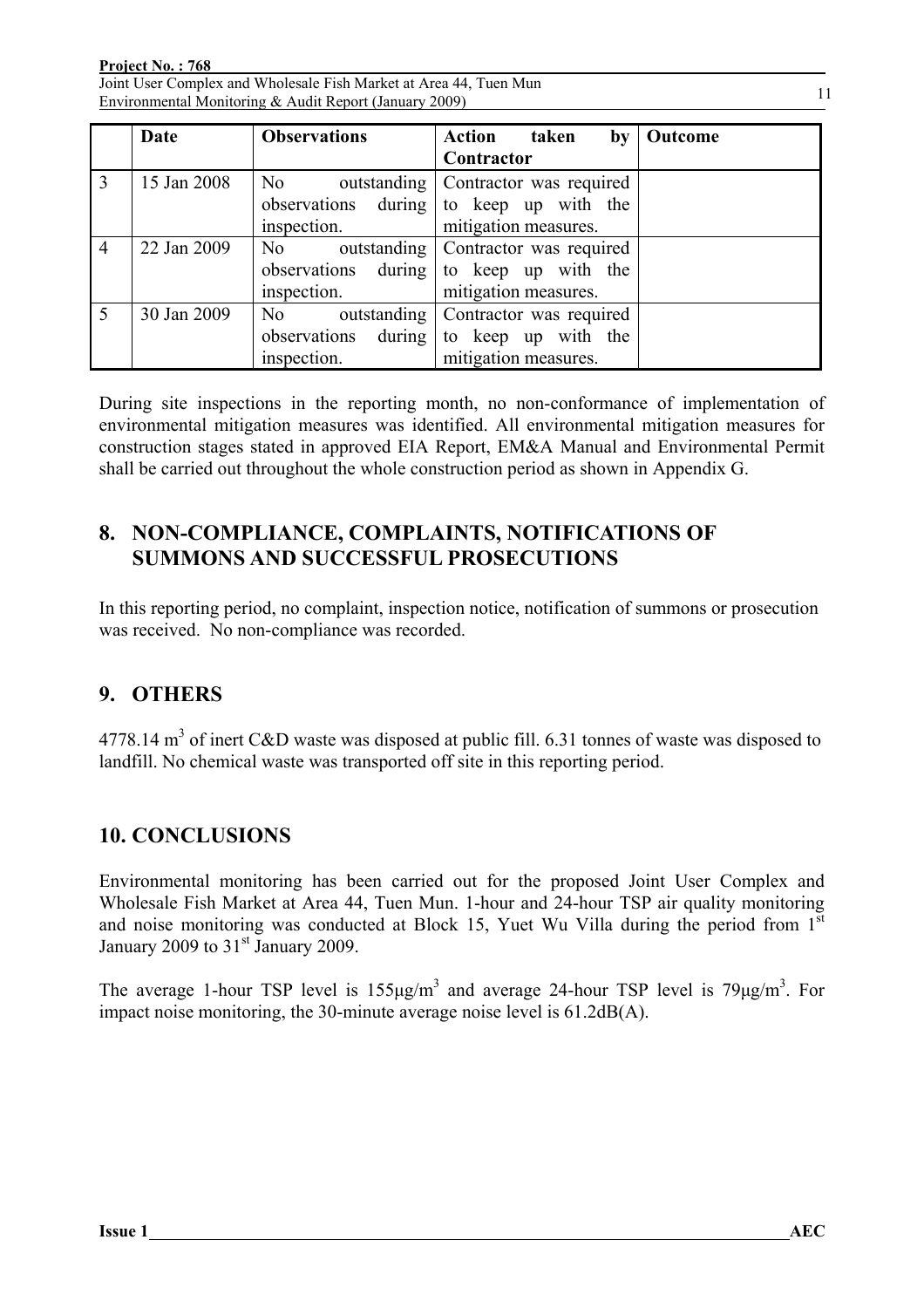| | Date | Observations | Action taken by Contractor | Outcome |
|---|---|---|---|---|
| 3 | 15 Jan 2008 | No outstanding observations during inspection. | Contractor was required to keep up with the mitigation measures. | |
| 4 | 22 Jan 2009 | No outstanding observations during inspection. | Contractor was required to keep up with the mitigation measures. | |
| 5 | 30 Jan 2009 | No outstanding observations during inspection. | Contractor was required to keep up with the mitigation measures. | |

During site inspections in the reporting month, no non-conformance of implementation of environmental mitigation measures was identified. All environmental mitigation measures for construction stages stated in approved EIA Report, EM&A Manual and Environmental Permit shall be carried out throughout the whole construction period as shown in Appendix G.

## 8. NON-COMPLIANCE, COMPLAINTS, NOTIFICATIONS OF SUMMONS AND SUCCESSFUL PROSECUTIONS

In this reporting period, no complaint, inspection notice, notification of summons or prosecution was received. No non-compliance was recorded.

## 9. OTHERS

4778.14 $m^3$ of inert C&D waste was disposed at public fill. 6.31 tonnes of waste was disposed to landfill. No chemical waste was transported off site in this reporting period.

## 10. CONCLUSIONS

Environmental monitoring has been carried out for the proposed Joint User Complex and Wholesale Fish Market at Area 44, Tuen Mun. 1-hour and 24-hour TSP air quality monitoring and noise monitoring was conducted at Block 15, Yuet Wu Villa during the period from $1^{st}$ January 2009 to $31^{st}$ January 2009.

The average 1-hour TSP level is $155\mu g/m^3$ and average 24-hour TSP level is $79\mu g/m^3$. For impact noise monitoring, the 30-minute average noise level is 61.2dB(A).